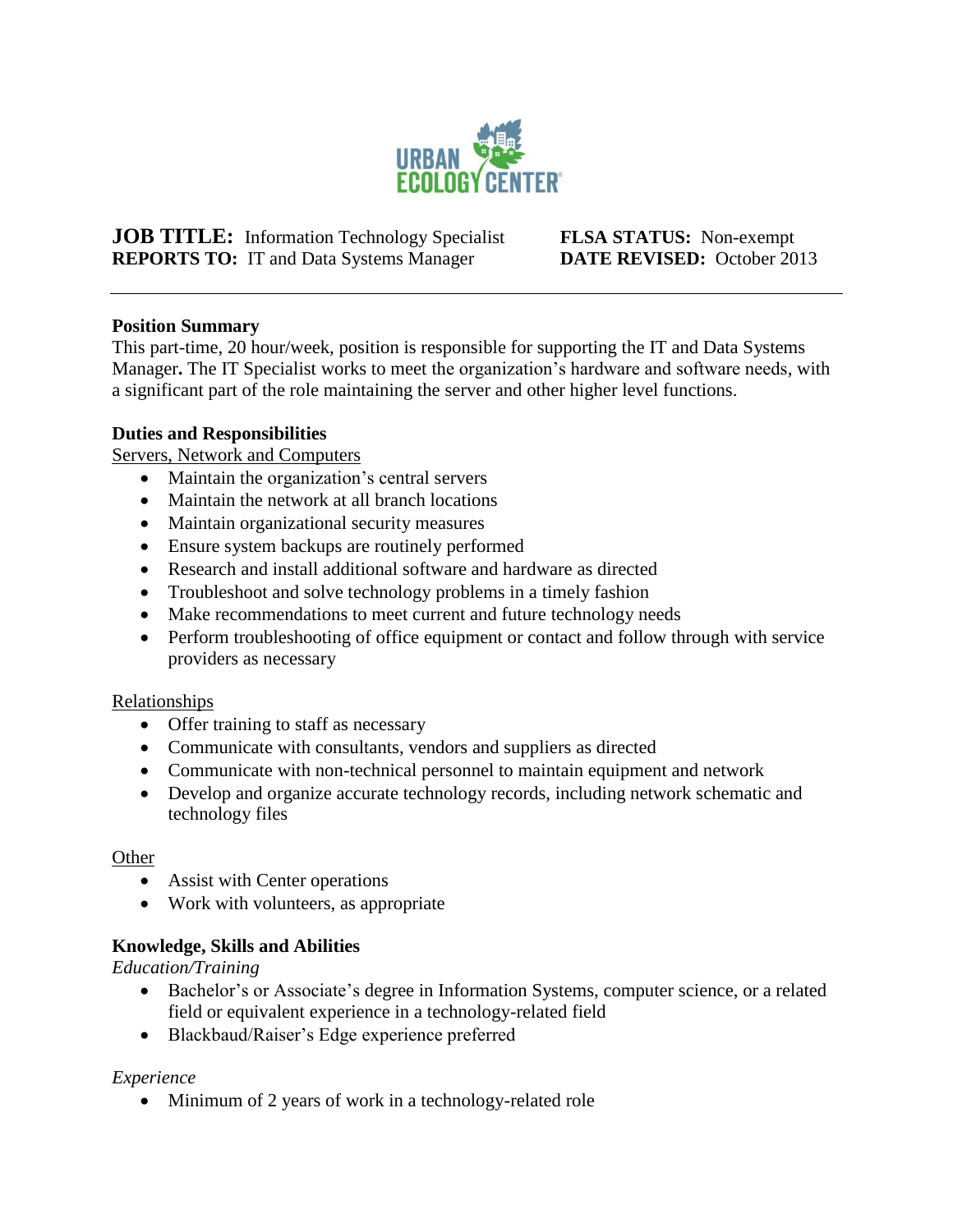URBAN ECOLOGY CENTER

**JOB TITLE:** Information Technology Specialist
**REPORTS TO:** IT and Data Systems Manager

**FLSA STATUS:** Non-exempt
**DATE REVISED:** October 2013

---

**Position Summary**

This part-time, 20 hour/week, position is responsible for supporting the IT and Data Systems Manager**.** The IT Specialist works to meet the organization's hardware and software needs, with a significant part of the role maintaining the server and other higher level functions.

**Duties and Responsibilities**

Servers, Network and Computers

- Maintain the organization's central servers
- Maintain the network at all branch locations
- Maintain organizational security measures
- Ensure system backups are routinely performed
- Research and install additional software and hardware as directed
- Troubleshoot and solve technology problems in a timely fashion
- Make recommendations to meet current and future technology needs
- Perform troubleshooting of office equipment or contact and follow through with service providers as necessary

Relationships

- Offer training to staff as necessary
- Communicate with consultants, vendors and suppliers as directed
- Communicate with non-technical personnel to maintain equipment and network
- Develop and organize accurate technology records, including network schematic and technology files

Other

- Assist with Center operations
- Work with volunteers, as appropriate

**Knowledge, Skills and Abilities**

*Education/Training*

- Bachelor's or Associate's degree in Information Systems, computer science, or a related field or equivalent experience in a technology-related field
- Blackbaud/Raiser's Edge experience preferred

*Experience*

- Minimum of 2 years of work in a technology-related role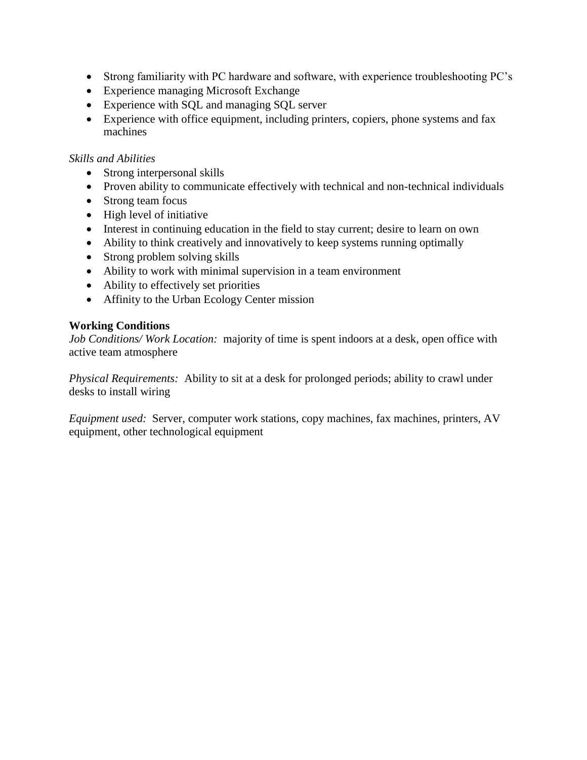- Strong familiarity with PC hardware and software, with experience troubleshooting PC's
- Experience managing Microsoft Exchange
- Experience with SQL and managing SQL server
- Experience with office equipment, including printers, copiers, phone systems and fax machines

*Skills and Abilities*

- Strong interpersonal skills
- Proven ability to communicate effectively with technical and non-technical individuals
- Strong team focus
- High level of initiative
- Interest in continuing education in the field to stay current; desire to learn on own
- Ability to think creatively and innovatively to keep systems running optimally
- Strong problem solving skills
- Ability to work with minimal supervision in a team environment
- Ability to effectively set priorities
- Affinity to the Urban Ecology Center mission

**Working Conditions**

*Job Conditions/ Work Location:* majority of time is spent indoors at a desk, open office with active team atmosphere

*Physical Requirements:* Ability to sit at a desk for prolonged periods; ability to crawl under desks to install wiring

*Equipment used:* Server, computer work stations, copy machines, fax machines, printers, AV equipment, other technological equipment